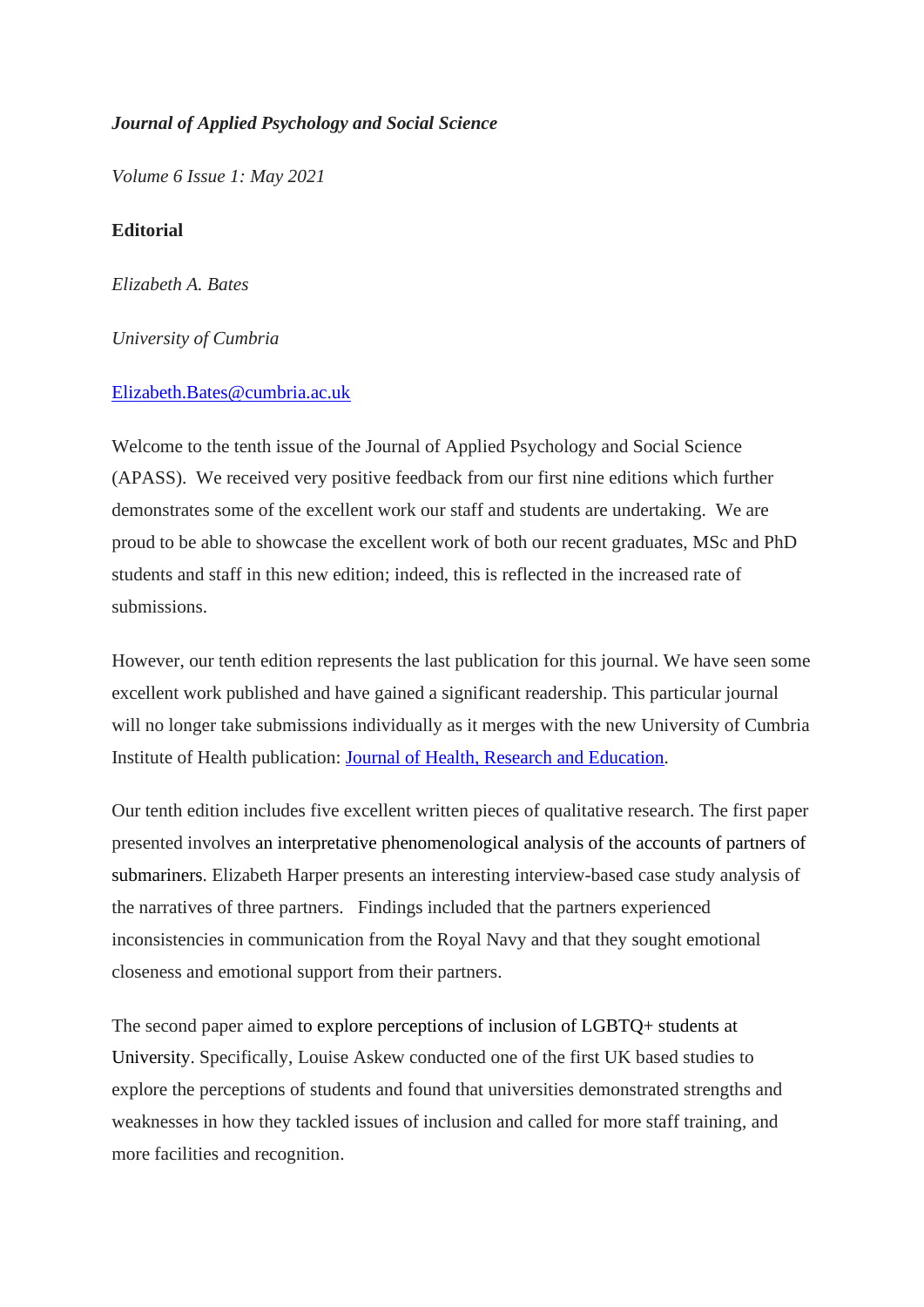*Journal of Applied Psychology and Social Science*

*Volume 6 Issue 1: May 2021*

**Editorial**

*Elizabeth A. Bates*

*University of Cumbria*

[Elizabeth.Bates@cumbria.ac.uk](mailto:Elizabeth.Bates@cumbria.ac.uk)

Welcome to the tenth issue of the Journal of Applied Psychology and Social Science (APASS). We received very positive feedback from our first nine editions which further demonstrates some of the excellent work our staff and students are undertaking. We are proud to be able to showcase the excellent work of both our recent graduates, MSc and PhD students and staff in this new edition; indeed, this is reflected in the increased rate of submissions.

However, our tenth edition represents the last publication for this journal. We have seen some excellent work published and have gained a significant readership. This particular journal will no longer take submissions individually as it merges with the new University of Cumbria Institute of Health publication: Journal of Health, Research and Education.

Our tenth edition includes five excellent written pieces of qualitative research. The first paper presented involves an interpretative phenomenological analysis of the accounts of partners of submariners. Elizabeth Harper presents an interesting interview-based case study analysis of the narratives of three partners. Findings included that the partners experienced inconsistencies in communication from the Royal Navy and that they sought emotional closeness and emotional support from their partners.

The second paper aimed to explore perceptions of inclusion of LGBTQ+ students at University. Specifically, Louise Askew conducted one of the first UK based studies to explore the perceptions of students and found that universities demonstrated strengths and weaknesses in how they tackled issues of inclusion and called for more staff training, and more facilities and recognition.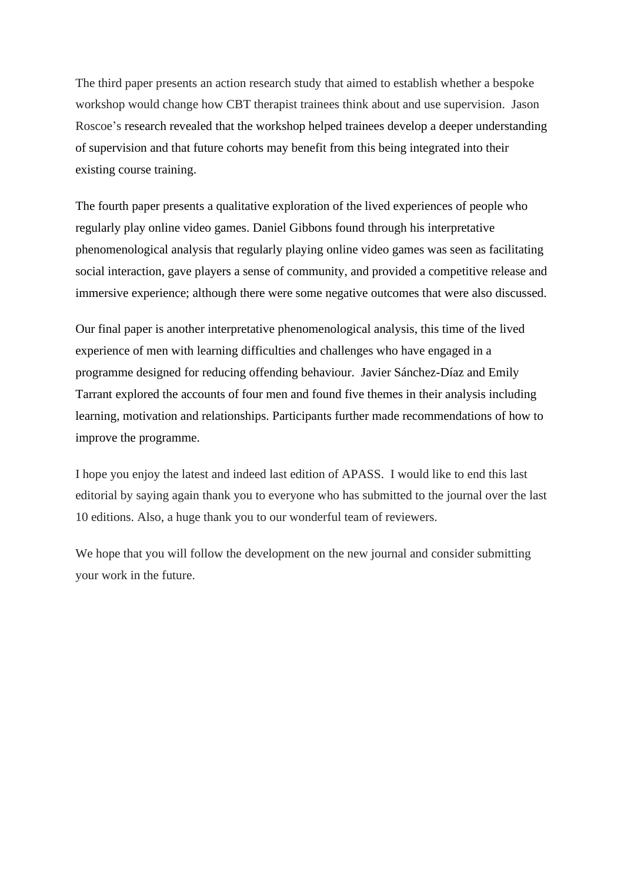The third paper presents an action research study that aimed to establish whether a bespoke workshop would change how CBT therapist trainees think about and use supervision. Jason Roscoe's research revealed that the workshop helped trainees develop a deeper understanding of supervision and that future cohorts may benefit from this being integrated into their existing course training.

The fourth paper presents a qualitative exploration of the lived experiences of people who regularly play online video games. Daniel Gibbons found through his interpretative phenomenological analysis that regularly playing online video games was seen as facilitating social interaction, gave players a sense of community, and provided a competitive release and immersive experience; although there were some negative outcomes that were also discussed.

Our final paper is another interpretative phenomenological analysis, this time of the lived experience of men with learning difficulties and challenges who have engaged in a programme designed for reducing offending behaviour. Javier Sánchez-Díaz and Emily Tarrant explored the accounts of four men and found five themes in their analysis including learning, motivation and relationships. Participants further made recommendations of how to improve the programme.

I hope you enjoy the latest and indeed last edition of APASS. I would like to end this last editorial by saying again thank you to everyone who has submitted to the journal over the last 10 editions. Also, a huge thank you to our wonderful team of reviewers.

We hope that you will follow the development on the new journal and consider submitting your work in the future.